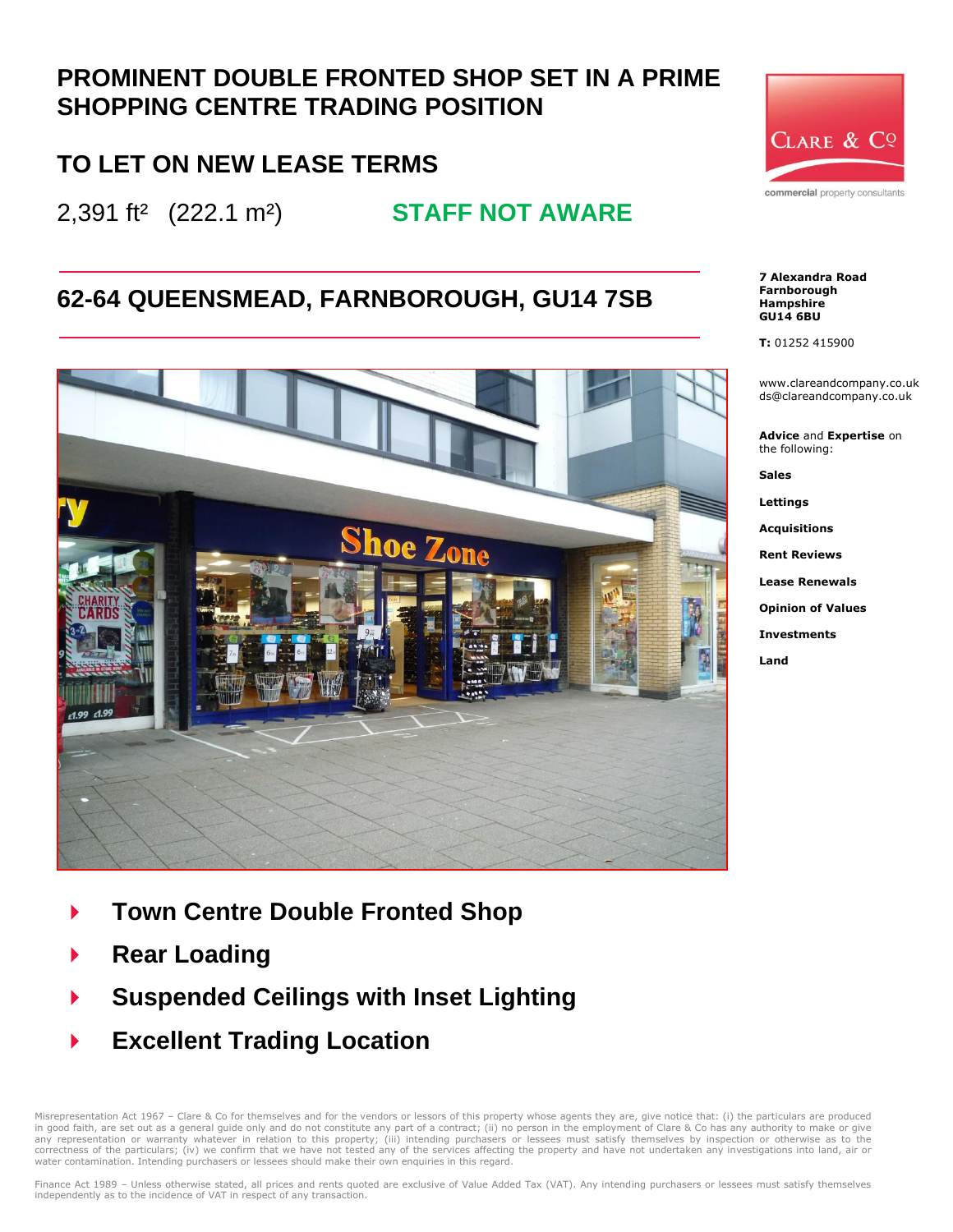# PROMINENT DOUBLE FRONTED SHOP SET IN A PRIME SHOPPING CENTRE TRADING POSITION

## TO LET ON NEW LEASE TERMS

2,391 ft² (222.1 m²) **STAFF NOT AWARE**

## 62-64 QUEENSMEAD, FARNBOROUGH, GU14 7SB

- **Town Centre Double Fronted Shop**
- **Rear Loading**
- **Suspended Ceilings with Inset Lighting**
- **Excellent Trading Location**

CLARE & Co
commercial property consultants

**7 Alexandra Road**
**Farnborough**
**Hampshire**
**GU14 6BU**

**T:** 01252 415900

www.clareandcompany.co.uk
ds@clareandcompany.co.uk

**Advice** and **Expertise** on the following:

**Sales**

**Lettings**

**Acquisitions**

**Rent Reviews**

**Lease Renewals**

**Opinion of Values**

**Investments**

**Land**

Misrepresentation Act 1967 – Clare & Co for themselves and for the vendors or lessors of this property whose agents they are, give notice that: (i) the particulars are produced in good faith, are set out as a general guide only and do not constitute any part of a contract; (ii) no person in the employment of Clare & Co has any authority to make or give any representation or warranty whatever in relation to this property; (iii) intending purchasers or lessees must satisfy themselves by inspection or otherwise as to the correctness of the particulars; (iv) we confirm that we have not tested any of the services affecting the property and have not undertaken any investigations into land, air or water contamination. Intending purchasers or lessees should make their own enquiries in this regard.

Finance Act 1989 – Unless otherwise stated, all prices and rents quoted are exclusive of Value Added Tax (VAT). Any intending purchasers or lessees must satisfy themselves independently as to the incidence of VAT in respect of any transaction.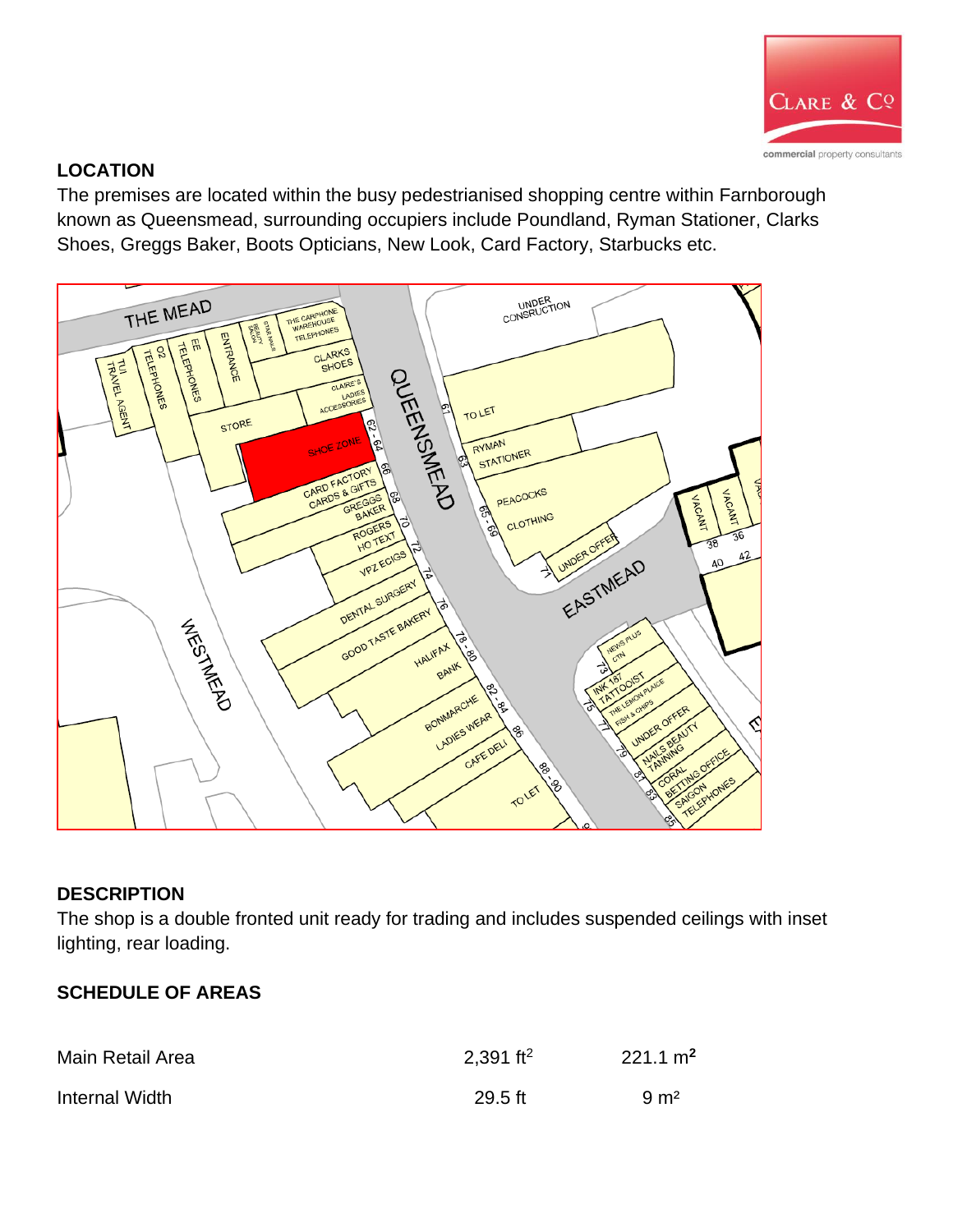## LOCATION

The premises are located within the busy pedestrianised shopping centre within Farnborough known as Queensmead, surrounding occupiers include Poundland, Ryman Stationer, Clarks Shoes, Greggs Baker, Boots Opticians, New Look, Card Factory, Starbucks etc.

## DESCRIPTION

The shop is a double fronted unit ready for trading and includes suspended ceilings with inset lighting, rear loading.

## SCHEDULE OF AREAS

| | | |
|---|---|---|
| Main Retail Area | 2,391 $ft^2$ | 221.1 $m^2$ |
| Internal Width | 29.5 ft | 9 $m^2$ |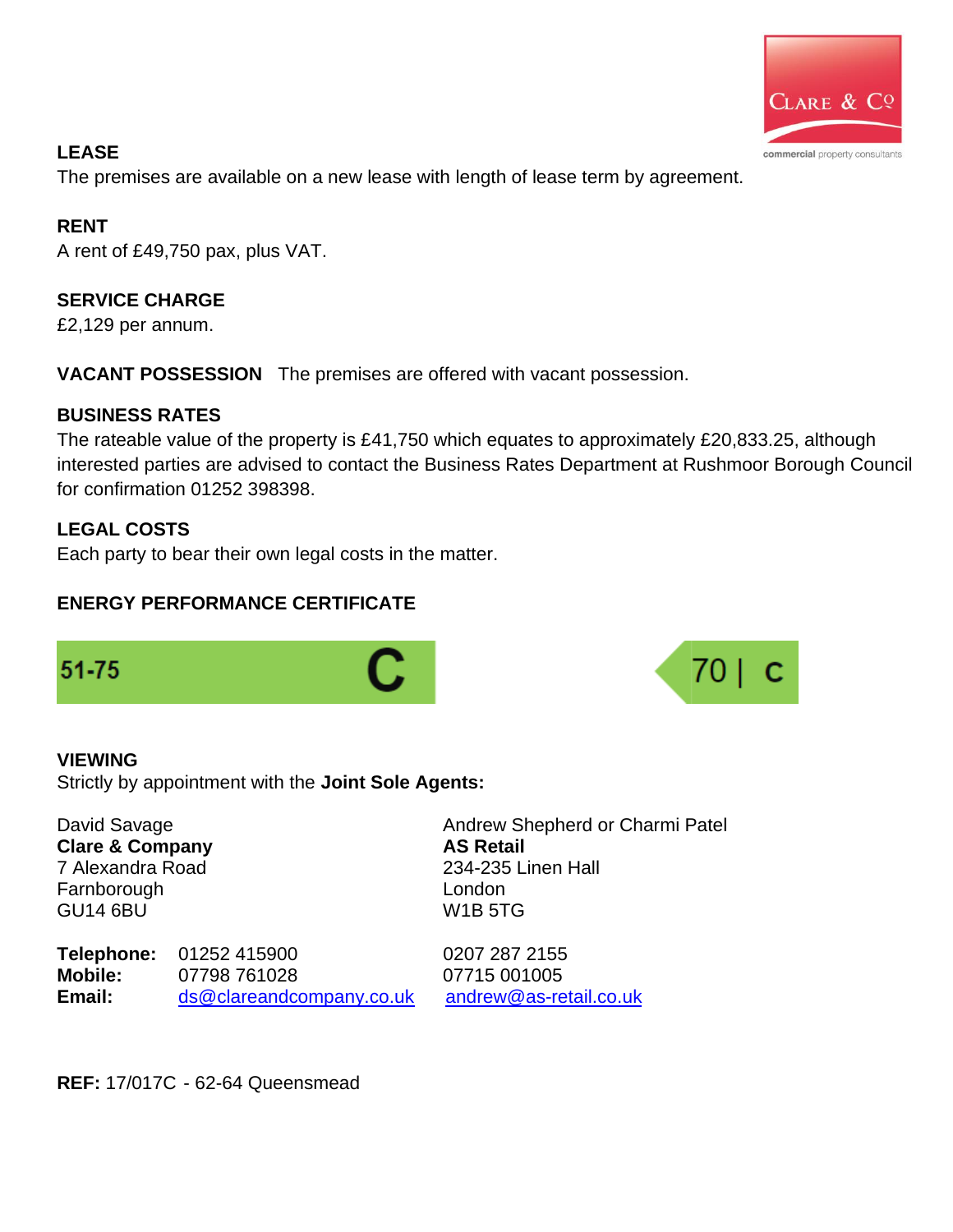CLARE & Cº
commercial property consultants

**LEASE**

The premises are available on a new lease with length of lease term by agreement.

**RENT**

A rent of £49,750 pax, plus VAT.

**SERVICE CHARGE**

£2,129 per annum.

**VACANT POSSESSION** The premises are offered with vacant possession.

**BUSINESS RATES**

The rateable value of the property is £41,750 which equates to approximately £20,833.25, although interested parties are advised to contact the Business Rates Department at Rushmoor Borough Council for confirmation 01252 398398.

**LEGAL COSTS**

Each party to bear their own legal costs in the matter.

**ENERGY PERFORMANCE CERTIFICATE**

51-75 C

70 | C

**VIEWING**

Strictly by appointment with the **Joint Sole Agents:**

David Savage
**Clare & Company**
7 Alexandra Road
Farnborough
GU14 6BU

| | | |
|---|---|---|
| **Telephone:** | 01252 415900 | 0207 287 2155 |
| **Mobile:** | 07798 761028 | 07715 001005 |
| **Email:** | ds@clareandcompany.co.uk | andrew@as-retail.co.uk |

Andrew Shepherd or Charmi Patel
**AS Retail**
234-235 Linen Hall
London
W1B 5TG

**REF:** 17/017C - 62-64 Queensmead